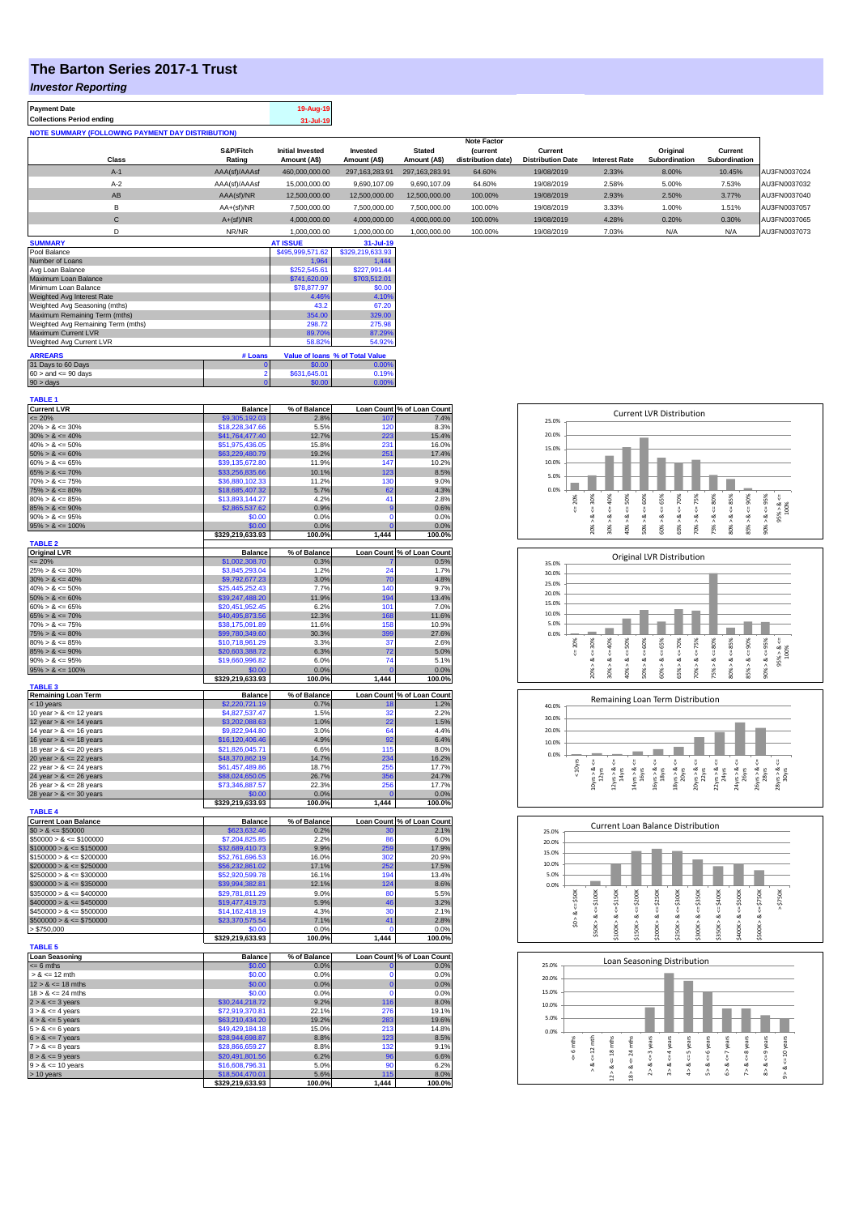# The Barton Series 2017-1 Trust

## *Investor Reporting*

| Payment Date | 19-Aug-19 |
|---|---|
| Collections Period ending | 31-Jul-19 |

**NOTE SUMMARY (FOLLOWING PAYMENT DAY DISTRIBUTION)**

| Class | S&P/Fitch Rating | Initial Invested Amount (A$) | Invested Amount (A$) | Stated Amount (A$) | Note Factor (current distribution date) | Current Distribution Date | Interest Rate | Original Subordination | Current Subordination | |
|---|---|---|---|---|---|---|---|---|---|---|
| A-1 | AAA(sf)/AAAsf | 460,000,000.00 | 297,163,283.91 | 297,163,283.91 | 64.60% | 19/08/2019 | 2.33% | 8.00% | 10.45% | AU3FN0037024 |
| A-2 | AAA(sf)/AAAsf | 15,000,000.00 | 9,690,107.09 | 9,690,107.09 | 64.60% | 19/08/2019 | 2.58% | 5.00% | 7.53% | AU3FN0037032 |
| AB | AAA(sf)/NR | 12,500,000.00 | 12,500,000.00 | 12,500,000.00 | 100.00% | 19/08/2019 | 2.93% | 2.50% | 3.77% | AU3FN0037040 |
| B | AA+(sf)/NR | 7,500,000.00 | 7,500,000.00 | 7,500,000.00 | 100.00% | 19/08/2019 | 3.33% | 1.00% | 1.51% | AU3FN0037057 |
| C | A+(sf)/NR | 4,000,000.00 | 4,000,000.00 | 4,000,000.00 | 100.00% | 19/08/2019 | 4.28% | 0.20% | 0.30% | AU3FN0037065 |
| D | NR/NR | 1,000,000.00 | 1,000,000.00 | 1,000,000.00 | 100.00% | 19/08/2019 | 7.03% | N/A | N/A | AU3FN0037073 |

| SUMMARY | AT ISSUE | 31-Jul-19 |
|---|---|---|
| Pool Balance | $495,999,571.62 | $329,219,633.93 |
| Number of Loans | 1,964 | 1,444 |
| Avg Loan Balance | $252,545.61 | $227,991.44 |
| Maximum Loan Balance | $741,620.09 | $703,512.01 |
| Minimum Loan Balance | $78,877.97 | $0.00 |
| Weighted Avg Interest Rate | 4.46% | 4.10% |
| Weighted Avg Seasoning (mths) | 43.2 | 67.20 |
| Maximum Remaining Term (mths) | 354.00 | 329.00 |
| Weighted Avg Remaining Term (mths) | 298.72 | 275.98 |
| Maximum Current LVR | 89.70% | 87.29% |
| Weighted Avg Current LVR | 58.82% | 54.92% |

| ARREARS | # Loans | Value of loans | % of Total Value |
|---|---|---|---|
| 31 Days to 60 Days | 0 | $0.00 | 0.00% |
| 60 > and <= 90 days | 2 | $631,645.01 | 0.19% |
| 90 > days | 0 | $0.00 | 0.00% |

**TABLE 1**

| Current LVR | Balance | % of Balance | Loan Count | % of Loan Count |
|---|---|---|---|---|
| <= 20% | $9,305,192.03 | 2.8% | 107 | 7.4% |
| 20% > & <= 30% | $18,228,347.66 | 5.5% | 120 | 8.3% |
| 30% > & <= 40% | $41,764,477.40 | 12.7% | 223 | 15.4% |
| 40% > & <= 50% | $51,975,436.05 | 15.8% | 231 | 16.0% |
| 50% > & <= 60% | $63,229,480.79 | 19.2% | 251 | 17.4% |
| 60% > & <= 65% | $39,135,672.80 | 11.9% | 147 | 10.2% |
| 65% > & <= 70% | $33,256,835.66 | 10.1% | 123 | 8.5% |
| 70% > & <= 75% | $36,880,102.33 | 11.2% | 130 | 9.0% |
| 75% > & <= 80% | $18,685,407.32 | 5.7% | 62 | 4.3% |
| 80% > & <= 85% | $13,893,144.27 | 4.2% | 41 | 2.8% |
| 85% > & <= 90% | $2,865,537.62 | 0.9% | 9 | 0.6% |
| 90% > & <= 95% | $0.00 | 0.0% | 0 | 0.0% |
| 95% > & <= 100% | $0.00 | 0.0% | 0 | 0.0% |
| | $329,219,633.93 | 100.0% | 1,444 | 100.0% |

**TABLE 2**

| Original LVR | Balance | % of Balance | Loan Count | % of Loan Count |
|---|---|---|---|---|
| <= 20% | $1,002,308.70 | 0.3% | 7 | 0.5% |
| 25% > & <= 30% | $3,845,293.04 | 1.2% | 24 | 1.7% |
| 30% > & <= 40% | $9,792,677.23 | 3.0% | 70 | 4.8% |
| 40% > & <= 50% | $25,445,252.43 | 7.7% | 140 | 9.7% |
| 50% > & <= 60% | $39,247,488.20 | 11.9% | 194 | 13.4% |
| 60% > & <= 65% | $20,451,952.45 | 6.2% | 101 | 7.0% |
| 65% > & <= 70% | $40,495,873.56 | 12.3% | 168 | 11.6% |
| 70% > & <= 75% | $38,175,091.89 | 11.6% | 158 | 10.9% |
| 75% > & <= 80% | $99,780,349.60 | 30.3% | 399 | 27.6% |
| 80% > & <= 85% | $10,718,961.29 | 3.3% | 37 | 2.6% |
| 85% > & <= 90% | $20,603,388.72 | 6.3% | 72 | 5.0% |
| 90% > & <= 95% | $19,660,996.82 | 6.0% | 74 | 5.1% |
| 95% > & <= 100% | $0.00 | 0.0% | 0 | 0.0% |
| | $329,219,633.93 | 100.0% | 1,444 | 100.0% |

**TABLE 3**

| Remaining Loan Term | Balance | % of Balance | Loan Count | % of Loan Count |
|---|---|---|---|---|
| < 10 years | $2,220,721.19 | 0.7% | 18 | 1.2% |
| 10 year > & <= 12 years | $4,827,537.47 | 1.5% | 32 | 2.2% |
| 12 year > & <= 14 years | $3,202,088.63 | 1.0% | 22 | 1.5% |
| 14 year > & <= 16 years | $9,822,944.80 | 3.0% | 64 | 4.4% |
| 16 year > & <= 18 years | $16,120,406.46 | 4.9% | 92 | 6.4% |
| 18 year > & <= 20 years | $21,826,045.71 | 6.6% | 115 | 8.0% |
| 20 year > & <= 22 years | $48,370,862.19 | 14.7% | 234 | 16.2% |
| 22 year > & <= 24 years | $61,457,489.86 | 18.7% | 255 | 17.7% |
| 24 year > & <= 26 years | $88,024,650.05 | 26.7% | 356 | 24.7% |
| 26 year > & <= 28 years | $73,346,887.57 | 22.3% | 256 | 17.7% |
| 28 year > & <= 30 years | $0.00 | 0.0% | 0 | 0.0% |
| | $329,219,633.93 | 100.0% | 1,444 | 100.0% |

**TABLE 4**

| Current Loan Balance | Balance | % of Balance | Loan Count | % of Loan Count |
|---|---|---|---|---|
| $0 > & <= $50000 | $623,632.46 | 0.2% | 30 | 2.1% |
| $50000 > & <= $100000 | $7,204,825.85 | 2.2% | 86 | 6.0% |
| $100000 > & <= $150000 | $32,689,410.73 | 9.9% | 259 | 17.9% |
| $150000 > & <= $200000 | $52,761,696.53 | 16.0% | 302 | 20.9% |
| $200000 > & <= $250000 | $56,232,861.02 | 17.1% | 252 | 17.5% |
| $250000 > & <= $300000 | $52,920,599.78 | 16.1% | 194 | 13.4% |
| $300000 > & <= $350000 | $39,994,382.81 | 12.1% | 124 | 8.6% |
| $350000 > & <= $400000 | $29,781,811.29 | 9.0% | 80 | 5.5% |
| $400000 > & <= $450000 | $19,477,419.73 | 5.9% | 46 | 3.2% |
| $450000 > & <= $500000 | $14,162,418.19 | 4.3% | 30 | 2.1% |
| $500000 > & <= $750000 | $23,370,575.54 | 7.1% | 41 | 2.8% |
| > $750,000 | $0.00 | 0.0% | 0 | 0.0% |
| | $329,219,633.93 | 100.0% | 1,444 | 100.0% |

**TABLE 5**

| Loan Seasoning | Balance | % of Balance | Loan Count | % of Loan Count |
|---|---|---|---|---|
| <= 6 mths | $0.00 | 0.0% | 0 | 0.0% |
| > & <= 12 mth | $0.00 | 0.0% | 0 | 0.0% |
| 12 > & <= 18 mths | $0.00 | 0.0% | 0 | 0.0% |
| 18 > & <= 24 mths | $0.00 | 0.0% | 0 | 0.0% |
| 2 > & <= 3 years | $30,244,218.72 | 9.2% | 116 | 8.0% |
| 3 > & <= 4 years | $72,919,370.81 | 22.1% | 276 | 19.1% |
| 4 > & <= 5 years | $63,210,434.20 | 19.2% | 283 | 19.6% |
| 5 > & <= 6 years | $49,429,184.18 | 15.0% | 213 | 14.8% |
| 6 > & <= 7 years | $28,944,698.87 | 8.8% | 123 | 8.5% |
| 7 > & <= 8 years | $28,866,659.27 | 8.8% | 132 | 9.1% |
| 8 > & <= 9 years | $20,491,801.56 | 6.2% | 96 | 6.6% |
| 9 > & <= 10 years | $16,608,796.31 | 5.0% | 90 | 6.2% |
| > 10 years | $18,504,470.01 | 5.6% | 115 | 8.0% |
| | $329,219,633.93 | 100.0% | 1,444 | 100.0% |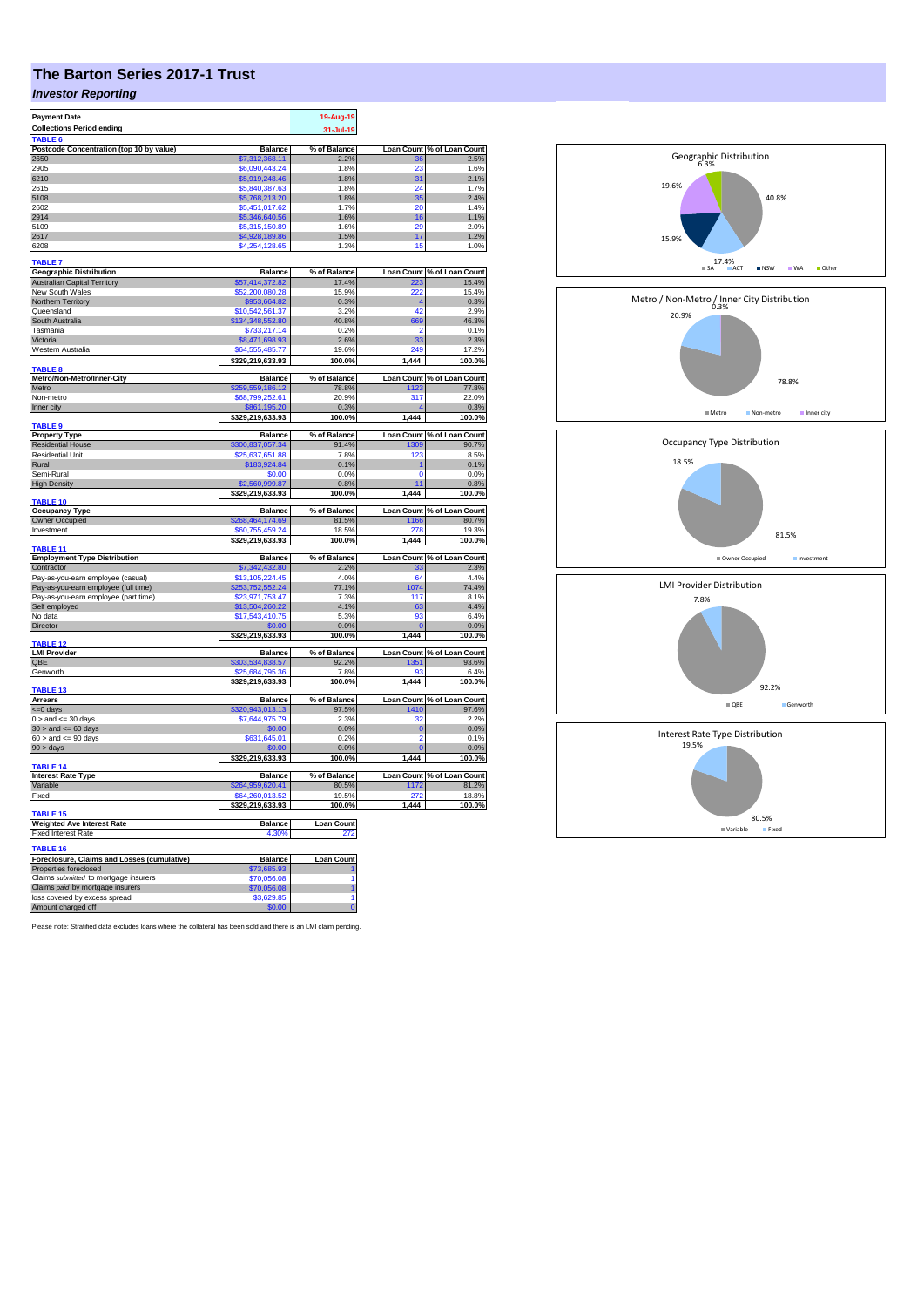# The Barton Series 2017-1 Trust

## *Investor Reporting*

| Payment Date | | 19-Aug-19 |
|---|---|---|
| Collections Period ending | | 31-Jul-19 |

**TABLE 6**

| Postcode Concentration (top 10 by value) | Balance | % of Balance | Loan Count | % of Loan Count |
|---|---|---|---|---|
| 2650 | $7,312,368.11 | 2.2% | 36 | 2.5% |
| 2905 | $6,090,443.24 | 1.8% | 23 | 1.6% |
| 6210 | $5,919,248.46 | 1.8% | 31 | 2.1% |
| 2615 | $5,840,387.63 | 1.8% | 24 | 1.7% |
| 5108 | $5,768,213.20 | 1.8% | 35 | 2.4% |
| 2602 | $5,451,017.62 | 1.7% | 20 | 1.4% |
| 2914 | $5,346,640.56 | 1.6% | 16 | 1.1% |
| 5109 | $5,315,150.89 | 1.6% | 29 | 2.0% |
| 2617 | $4,928,189.86 | 1.5% | 17 | 1.2% |
| 6208 | $4,254,128.65 | 1.3% | 15 | 1.0% |

**TABLE 7**

| Geographic Distribution | Balance | % of Balance | Loan Count | % of Loan Count |
|---|---|---|---|---|
| Australian Capital Territory | $57,414,372.82 | 17.4% | 223 | 15.4% |
| New South Wales | $52,200,080.28 | 15.9% | 222 | 15.4% |
| Northern Territory | $953,664.82 | 0.3% | 4 | 0.3% |
| Queensland | $10,542,561.37 | 3.2% | 42 | 2.9% |
| South Australia | $134,348,552.80 | 40.8% | 669 | 46.3% |
| Tasmania | $733,217.14 | 0.2% | 2 | 0.1% |
| Victoria | $8,471,698.93 | 2.6% | 33 | 2.3% |
| Western Australia | $64,555,485.77 | 19.6% | 249 | 17.2% |
| | $329,219,633.93 | 100.0% | 1,444 | 100.0% |

**TABLE 8**

| Metro/Non-Metro/Inner-City | Balance | % of Balance | Loan Count | % of Loan Count |
|---|---|---|---|---|
| Metro | $259,559,186.12 | 78.8% | 1123 | 77.8% |
| Non-metro | $68,799,252.61 | 20.9% | 317 | 22.0% |
| Inner city | $861,195.20 | 0.3% | 4 | 0.3% |
| | $329,219,633.93 | 100.0% | 1,444 | 100.0% |

**TABLE 9**

| Property Type | Balance | % of Balance | Loan Count | % of Loan Count |
|---|---|---|---|---|
| Residential House | $300,837,057.34 | 91.4% | 1309 | 90.7% |
| Residential Unit | $25,637,651.88 | 7.8% | 123 | 8.5% |
| Rural | $183,924.84 | 0.1% | 1 | 0.1% |
| Semi-Rural | $0.00 | 0.0% | 0 | 0.0% |
| High Density | $2,560,999.87 | 0.8% | 11 | 0.8% |
| | $329,219,633.93 | 100.0% | 1,444 | 100.0% |

**TABLE 10**

| Occupancy Type | Balance | % of Balance | Loan Count | % of Loan Count |
|---|---|---|---|---|
| Owner Occupied | $268,464,174.69 | 81.5% | 1166 | 80.7% |
| Investment | $60,755,459.24 | 18.5% | 278 | 19.3% |
| | $329,219,633.93 | 100.0% | 1,444 | 100.0% |

**TABLE 11**

| Employment Type Distribution | Balance | % of Balance | Loan Count | % of Loan Count |
|---|---|---|---|---|
| Contractor | $7,342,432.80 | 2.2% | 33 | 2.3% |
| Pay-as-you-earn employee (casual) | $13,105,224.45 | 4.0% | 64 | 4.4% |
| Pay-as-you-earn employee (full time) | $253,752,552.24 | 77.1% | 1074 | 74.4% |
| Pay-as-you-earn employee (part time) | $23,971,753.47 | 7.3% | 117 | 8.1% |
| Self employed | $13,504,260.22 | 4.1% | 63 | 4.4% |
| No data | $17,543,410.75 | 5.3% | 93 | 6.4% |
| Director | $0.00 | 0.0% | 0 | 0.0% |
| | $329,219,633.93 | 100.0% | 1,444 | 100.0% |

**TABLE 12**

| LMI Provider | Balance | % of Balance | Loan Count | % of Loan Count |
|---|---|---|---|---|
| QBE | $303,534,838.57 | 92.2% | 1351 | 93.6% |
| Genworth | $25,684,795.36 | 7.8% | 93 | 6.4% |
| | $329,219,633.93 | 100.0% | 1,444 | 100.0% |

**TABLE 13**

| Arrears | Balance | % of Balance | Loan Count | % of Loan Count |
|---|---|---|---|---|
| <=0 days | $320,943,013.13 | 97.5% | 1410 | 97.6% |
| 0 > and <= 30 days | $7,644,975.79 | 2.3% | 32 | 2.2% |
| 30 > and <= 60 days | $0.00 | 0.0% | 0 | 0.0% |
| 60 > and <= 90 days | $631,645.01 | 0.2% | 2 | 0.1% |
| 90 > days | $0.00 | 0.0% | 0 | 0.0% |
| | $329,219,633.93 | 100.0% | 1,444 | 100.0% |

**TABLE 14**

| Interest Rate Type | Balance | % of Balance | Loan Count | % of Loan Count |
|---|---|---|---|---|
| Variable | $264,959,620.41 | 80.5% | 1172 | 81.2% |
| Fixed | $64,260,013.52 | 19.5% | 272 | 18.8% |
| | $329,219,633.93 | 100.0% | 1,444 | 100.0% |

**TABLE 15**

| Weighted Ave Interest Rate | Balance | Loan Count |
|---|---|---|
| Fixed Interest Rate | 4.30% | 272 |

**TABLE 16**

| Foreclosure, Claims and Losses (cumulative) | Balance | Loan Count |
|---|---|---|
| Properties foreclosed | $73,685.93 | 1 |
| Claims *submitted* to mortgage insurers | $70,056.08 | 1 |
| Claims *paid* by mortgage insurers | $70,056.08 | 1 |
| loss covered by excess spread | $3,629.85 | 1 |
| Amount charged off | $0.00 | 0 |

Please note: Stratified data excludes loans where the collateral has been sold and there is an LMI claim pending.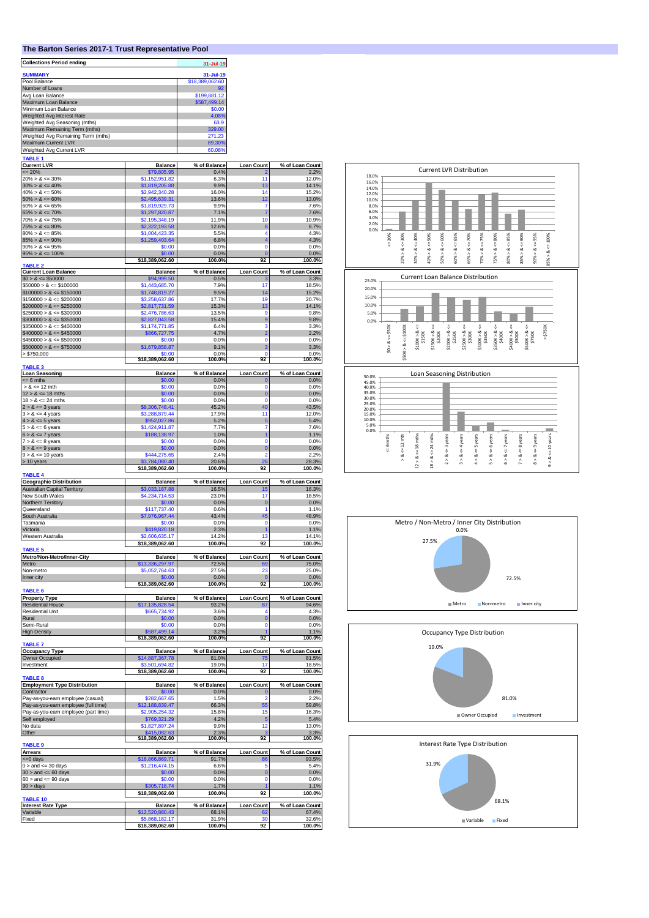# The Barton Series 2017-1 Trust Representative Pool

| Collections Period ending | 31-Jul-19 |
|---|---|

| SUMMARY | 31-Jul-19 |
|---|---|
| Pool Balance | $18,389,062.60 |
| Number of Loans | 92 |
| Avg Loan Balance | $199,881.12 |
| Maximum Loan Balance | $587,499.14 |
| Minimum Loan Balance | $0.00 |
| Weighted Avg Interest Rate | 4.08% |
| Weighted Avg Seasoning (mths) | 63.9 |
| Maximum Remaining Term (mths) | 329.00 |
| Weighted Avg Remaining Term (mths) | 271.23 |
| Maximum Current LVR | 89.30% |
| Weighted Avg Current LVR | 60.08% |

**TABLE 1**

| Current LVR | Balance | % of Balance | Loan Count | % of Loan Count |
|---|---|---|---|---|
| <= 20% | $79,805.95 | 0.4% | 2 | 2.2% |
| 20% > & <= 30% | $1,152,951.82 | 6.3% | 11 | 12.0% |
| 30% > & <= 40% | $1,819,205.88 | 9.9% | 13 | 14.1% |
| 40% > & <= 50% | $2,942,340.28 | 16.0% | 14 | 15.2% |
| 50% > & <= 60% | $2,495,639.31 | 13.6% | 12 | 13.0% |
| 60% > & <= 65% | $1,819,929.73 | 9.9% | 7 | 7.6% |
| 65% > & <= 70% | $1,297,820.87 | 7.1% | 7 | 7.6% |
| 70% > & <= 75% | $2,195,348.19 | 11.9% | 10 | 10.9% |
| 75% > & <= 80% | $2,322,193.58 | 12.6% | 8 | 8.7% |
| 80% > & <= 85% | $1,004,423.35 | 5.5% | 4 | 4.3% |
| 85% > & <= 90% | $1,259,403.64 | 6.8% | 4 | 4.3% |
| 90% > & <= 95% | $0.00 | 0.0% | 0 | 0.0% |
| 95% > & <= 100% | $0.00 | 0.0% | 0 | 0.0% |
| | $18,389,062.60 | 100.0% | 92 | 100.0% |

**TABLE 2**

| Current Loan Balance | Balance | % of Balance | Loan Count | % of Loan Count |
|---|---|---|---|---|
| $0 > & <= $50000 | $94,999.50 | 0.5% | 3 | 3.3% |
| $50000 > & <= $100000 | $1,443,685.70 | 7.9% | 17 | 18.5% |
| $100000 > & <= $150000 | $1,748,819.27 | 9.5% | 14 | 15.2% |
| $150000 > & <= $200000 | $3,258,637.86 | 17.7% | 19 | 20.7% |
| $200000 > & <= $250000 | $2,817,731.59 | 15.3% | 13 | 14.1% |
| $250000 > & <= $300000 | $2,476,786.63 | 13.5% | 9 | 9.8% |
| $300000 > & <= $350000 | $2,827,043.58 | 15.4% | 9 | 9.8% |
| $350000 > & <= $400000 | $1,174,771.85 | 6.4% | 3 | 3.3% |
| $400000 > & <= $450000 | $866,727.75 | 4.7% | 2 | 2.2% |
| $450000 > & <= $500000 | $0.00 | 0.0% | 0 | 0.0% |
| $500000 > & <= $750000 | $1,679,858.87 | 9.1% | 3 | 3.3% |
| > $750,000 | $0.00 | 0.0% | 0 | 0.0% |
| | $18,389,062.60 | 100.0% | 92 | 100.0% |

**TABLE 3**

| Loan Seasoning | Balance | % of Balance | Loan Count | % of Loan Count |
|---|---|---|---|---|
| <= 6 mths | $0.00 | 0.0% | 0 | 0.0% |
| > & <= 12 mth | $0.00 | 0.0% | 0 | 0.0% |
| 12 > & <= 18 mths | $0.00 | 0.0% | 0 | 0.0% |
| 18 > & <= 24 mths | $0.00 | 0.0% | 0 | 0.0% |
| 2 > & <= 3 years | $8,306,748.41 | 45.2% | 40 | 43.5% |
| 3 > & <= 4 years | $3,288,879.44 | 17.9% | 11 | 12.0% |
| 4 > & <= 5 years | $952,027.86 | 5.2% | 5 | 5.4% |
| 5 > & <= 6 years | $1,424,911.87 | 7.7% | 7 | 7.6% |
| 6 > & <= 7 years | $188,138.97 | 1.0% | 1 | 1.1% |
| 7 > & <= 8 years | $0.00 | 0.0% | 0 | 0.0% |
| 8 > & <= 9 years | $0.00 | 0.0% | 0 | 0.0% |
| 9 > & <= 10 years | $444,275.65 | 2.4% | 2 | 2.2% |
| > 10 years | $3,784,080.40 | 20.6% | 26 | 28.3% |
| | $18,389,062.60 | 100.0% | 92 | 100.0% |

**TABLE 4**

| Geographic Distribution | Balance | % of Balance | Loan Count | % of Loan Count |
|---|---|---|---|---|
| Australian Capital Territory | $3,033,187.88 | 16.5% | 15 | 16.3% |
| New South Wales | $4,234,714.53 | 23.0% | 17 | 18.5% |
| Northern Territory | $0.00 | 0.0% | 0 | 0.0% |
| Queensland | $117,737.40 | 0.6% | 1 | 1.1% |
| South Australia | $7,976,967.44 | 43.4% | 45 | 48.9% |
| Tasmania | $0.00 | 0.0% | 0 | 0.0% |
| Victoria | $419,820.18 | 2.3% | 1 | 1.1% |
| Western Australia | $2,606,635.17 | 14.2% | 13 | 14.1% |
| | $18,389,062.60 | 100.0% | 92 | 100.0% |

**TABLE 5**

| Metro/Non-Metro/Inner-City | Balance | % of Balance | Loan Count | % of Loan Count |
|---|---|---|---|---|
| Metro | $13,336,297.97 | 72.5% | 69 | 75.0% |
| Non-metro | $5,052,764.63 | 27.5% | 23 | 25.0% |
| Inner city | $0.00 | 0.0% | 0 | 0.0% |
| | $18,389,062.60 | 100.0% | 92 | 100.0% |

**TABLE 6**

| Property Type | Balance | % of Balance | Loan Count | % of Loan Count |
|---|---|---|---|---|
| Residential House | $17,135,828.54 | 93.2% | 87 | 94.6% |
| Residential Unit | $665,734.92 | 3.6% | 4 | 4.3% |
| Rural | $0.00 | 0.0% | 0 | 0.0% |
| Semi-Rural | $0.00 | 0.0% | 0 | 0.0% |
| High Density | $587,499.14 | 3.2% | 1 | 1.1% |
| | $18,389,062.60 | 100.0% | 92 | 100.0% |

**TABLE 7**

| Occupancy Type | Balance | % of Balance | Loan Count | % of Loan Count |
|---|---|---|---|---|
| Owner Occupied | $14,887,367.78 | 81.0% | 75 | 81.5% |
| Investment | $3,501,694.82 | 19.0% | 17 | 18.5% |
| | $18,389,062.60 | 100.0% | 92 | 100.0% |

**TABLE 8**

| Employment Type Distribution | Balance | % of Balance | Loan Count | % of Loan Count |
|---|---|---|---|---|
| Contractor | $0.00 | 0.0% | 0 | 0.0% |
| Pay-as-you-earn employee (casual) | $282,667.65 | 1.5% | 2 | 2.2% |
| Pay-as-you-earn employee (full time) | $12,188,839.47 | 66.3% | 55 | 59.8% |
| Pay-as-you-earn employee (part time) | $2,905,254.32 | 15.8% | 15 | 16.3% |
| Self employed | $769,321.29 | 4.2% | 5 | 5.4% |
| No data | $1,827,897.24 | 9.9% | 12 | 13.0% |
| Other | $415,082.63 | 2.3% | 3 | 3.3% |
| | $18,389,062.60 | 100.0% | 92 | 100.0% |

**TABLE 9**

| Arrears | Balance | % of Balance | Loan Count | % of Loan Count |
|---|---|---|---|---|
| <=0 days | $16,866,869.71 | 91.7% | 86 | 93.5% |
| 0 > and <= 30 days | $1,216,474.15 | 6.6% | 5 | 5.4% |
| 30 > and <= 60 days | $0.00 | 0.0% | 0 | 0.0% |
| 60 > and <= 90 days | $0.00 | 0.0% | 0 | 0.0% |
| 90 > days | $305,718.74 | 1.7% | 1 | 1.1% |
| | $18,389,062.60 | 100.0% | 92 | 100.0% |

**TABLE 10**

| Interest Rate Type | Balance | % of Balance | Loan Count | % of Loan Count |
|---|---|---|---|---|
| Variable | $12,520,880.43 | 68.1% | 62 | 67.4% |
| Fixed | $5,868,182.17 | 31.9% | 30 | 32.6% |
| | $18,389,062.60 | 100.0% | 92 | 100.0% |

Current LVR Distribution

Current Loan Balance Distribution

Loan Seasoning Distribution

Metro / Non-Metro / Inner City Distribution
0.0%
27.5%
72.5%
Metro Non-metro Inner city

Occupancy Type Distribution
19.0%
81.0%
Owner Occupied Investment

Interest Rate Type Distribution
31.9%
68.1%
Variable Fixed